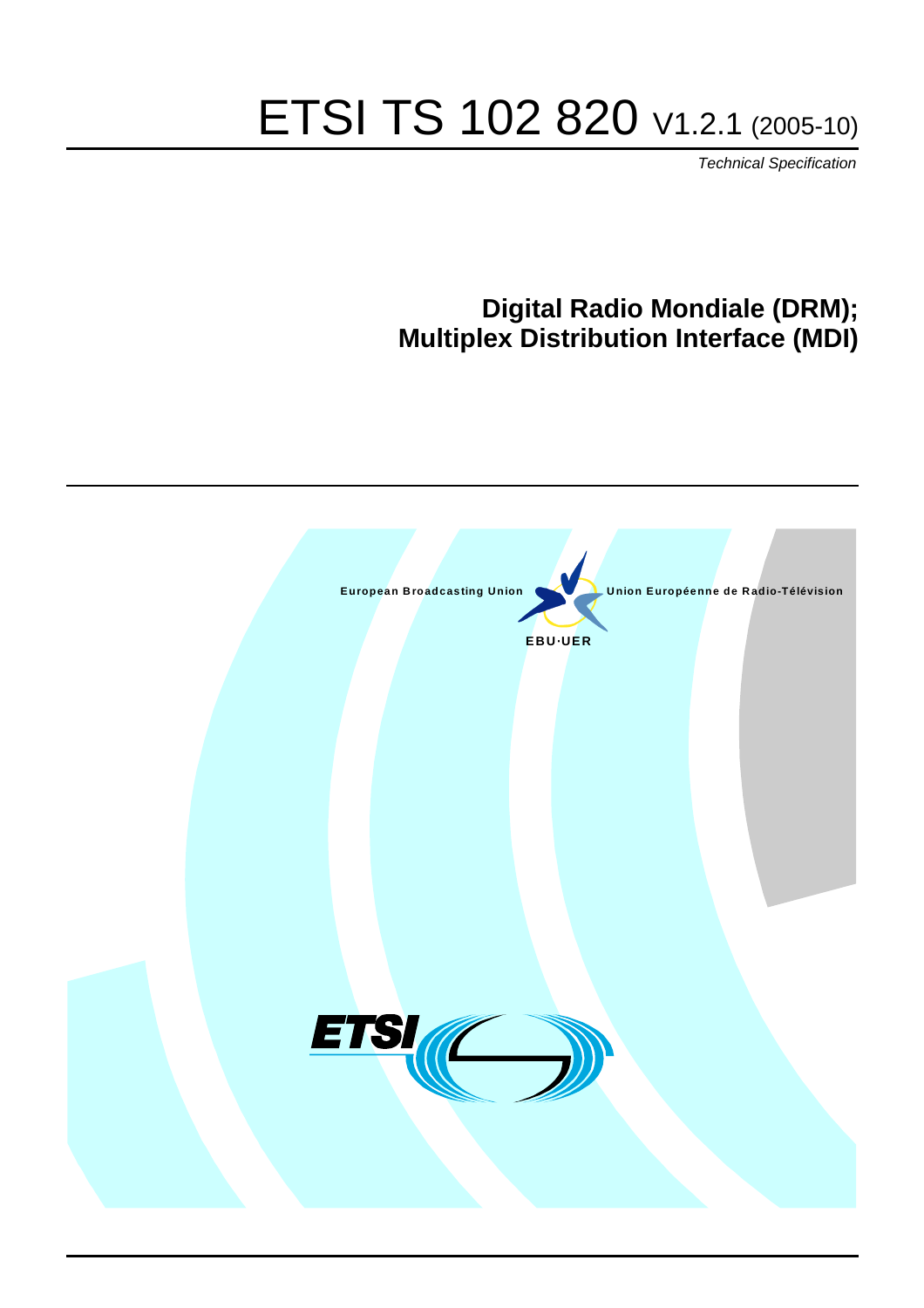# ETSI TS 102 820 V1.2.1 (2005-10)

*Technical Specification*

## Digital Radio Mondiale (DRM); Multiplex Distribution Interface (MDI)

European Broadcasting Union

Union Européenne de Radio-Télévision

EBU·UER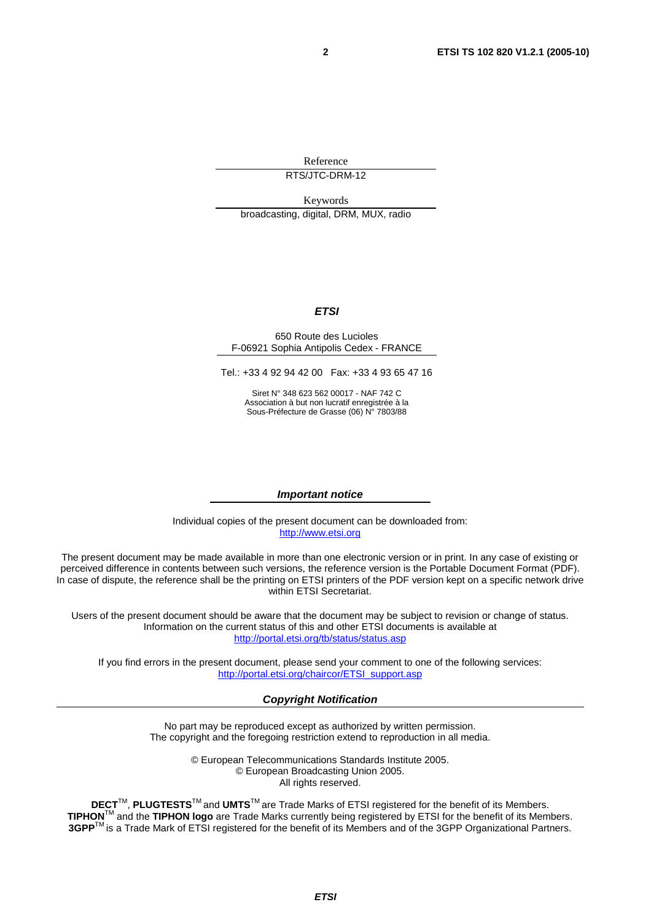Reference

RTS/JTC-DRM-12

Keywords

broadcasting, digital, DRM, MUX, radio

***ETSI***

650 Route des Lucioles
F-06921 Sophia Antipolis Cedex - FRANCE

Tel.: +33 4 92 94 42 00 Fax: +33 4 93 65 47 16

Siret N° 348 623 562 00017 - NAF 742 C
Association à but non lucratif enregistrée à la
Sous-Préfecture de Grasse (06) N° 7803/88

***Important notice***

Individual copies of the present document can be downloaded from:
http://www.etsi.org

The present document may be made available in more than one electronic version or in print. In any case of existing or perceived difference in contents between such versions, the reference version is the Portable Document Format (PDF). In case of dispute, the reference shall be the printing on ETSI printers of the PDF version kept on a specific network drive within ETSI Secretariat.

Users of the present document should be aware that the document may be subject to revision or change of status. Information on the current status of this and other ETSI documents is available at
http://portal.etsi.org/tb/status/status.asp

If you find errors in the present document, please send your comment to one of the following services:
http://portal.etsi.org/chaircor/ETSI_support.asp

***Copyright Notification***

No part may be reproduced except as authorized by written permission.
The copyright and the foregoing restriction extend to reproduction in all media.

© European Telecommunications Standards Institute 2005.
© European Broadcasting Union 2005.
All rights reserved.

**DECT**™, **PLUGTESTS**™ and **UMTS**™ are Trade Marks of ETSI registered for the benefit of its Members.
**TIPHON**™ and the **TIPHON logo** are Trade Marks currently being registered by ETSI for the benefit of its Members.
**3GPP**™ is a Trade Mark of ETSI registered for the benefit of its Members and of the 3GPP Organizational Partners.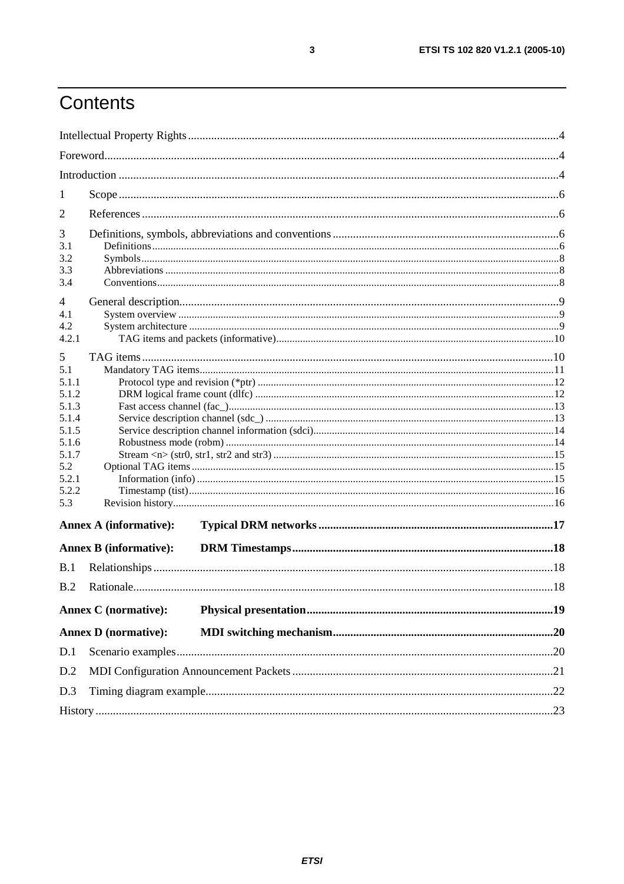# Contents

Intellectual Property Rights ....4

Foreword....4

Introduction ....4

1 Scope....6

2 References....6

3 Definitions, symbols, abbreviations and conventions....6
3.1 Definitions....6
3.2 Symbols....8
3.3 Abbreviations....8
3.4 Conventions....8

4 General description....9
4.1 System overview....9
4.2 System architecture....9
4.2.1 TAG items and packets (informative)....10

5 TAG items....10
5.1 Mandatory TAG items....11
5.1.1 Protocol type and revision (*ptr)....12
5.1.2 DRM logical frame count (dlfc)....12
5.1.3 Fast access channel (fac_)....13
5.1.4 Service description channel (sdc_)....13
5.1.5 Service description channel information (sdci)....14
5.1.6 Robustness mode (robm)....14
5.1.7 Stream <n> (str0, str1, str2 and str3)....15
5.2 Optional TAG items....15
5.2.1 Information (info)....15
5.2.2 Timestamp (tist)....16
5.3 Revision history....16

**Annex A (informative): Typical DRM networks....17**

**Annex B (informative): DRM Timestamps....18**

B.1 Relationships....18

B.2 Rationale....18

**Annex C (normative): Physical presentation....19**

**Annex D (normative): MDI switching mechanism....20**

D.1 Scenario examples....20

D.2 MDI Configuration Announcement Packets....21

D.3 Timing diagram example....22

History....23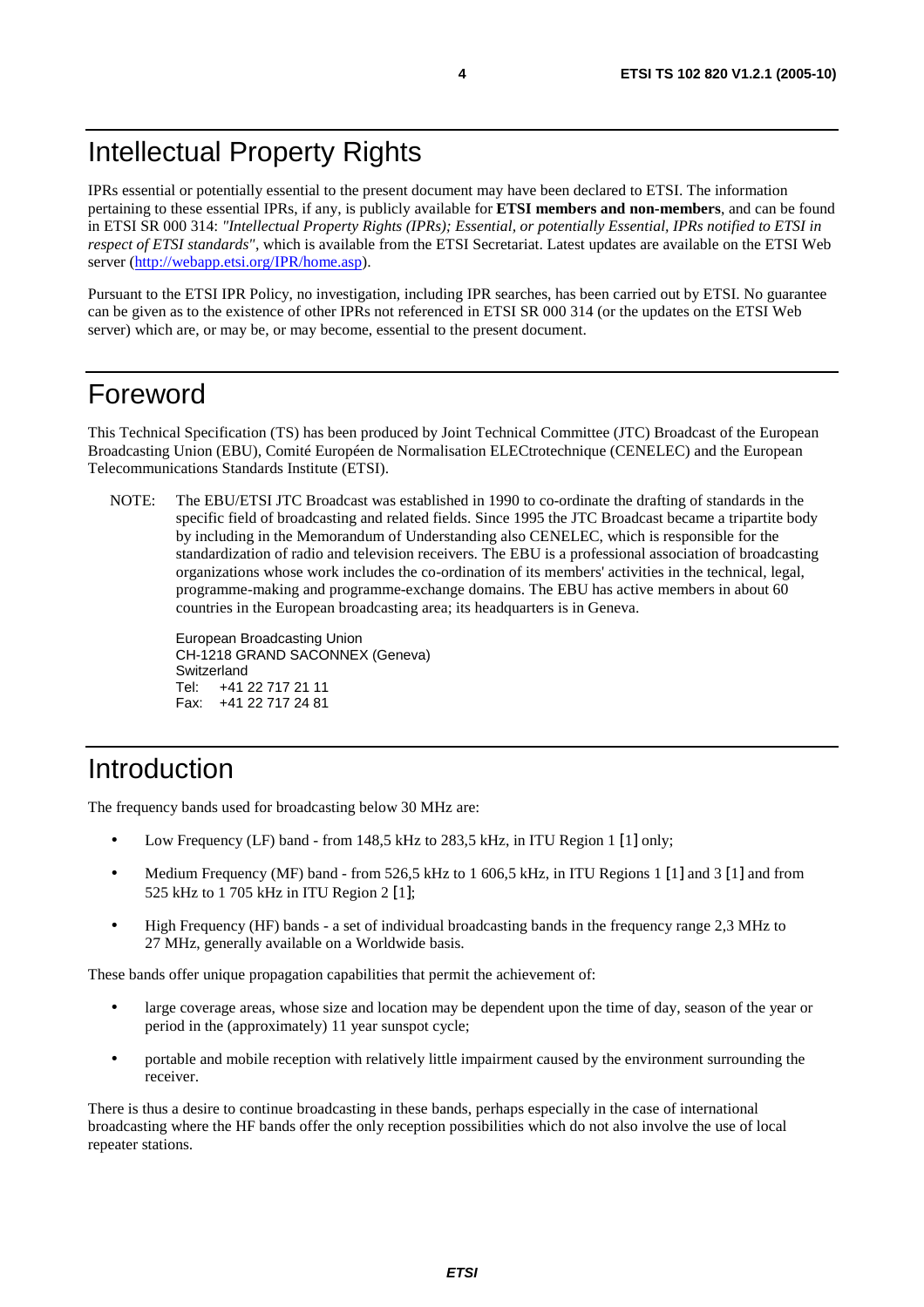# Intellectual Property Rights

IPRs essential or potentially essential to the present document may have been declared to ETSI. The information pertaining to these essential IPRs, if any, is publicly available for **ETSI members and non-members**, and can be found in ETSI SR 000 314: *"Intellectual Property Rights (IPRs); Essential, or potentially Essential, IPRs notified to ETSI in respect of ETSI standards"*, which is available from the ETSI Secretariat. Latest updates are available on the ETSI Web server (http://webapp.etsi.org/IPR/home.asp).

Pursuant to the ETSI IPR Policy, no investigation, including IPR searches, has been carried out by ETSI. No guarantee can be given as to the existence of other IPRs not referenced in ETSI SR 000 314 (or the updates on the ETSI Web server) which are, or may be, or may become, essential to the present document.

# Foreword

This Technical Specification (TS) has been produced by Joint Technical Committee (JTC) Broadcast of the European Broadcasting Union (EBU), Comité Européen de Normalisation ELECtrotechnique (CENELEC) and the European Telecommunications Standards Institute (ETSI).

NOTE: The EBU/ETSI JTC Broadcast was established in 1990 to co-ordinate the drafting of standards in the specific field of broadcasting and related fields. Since 1995 the JTC Broadcast became a tripartite body by including in the Memorandum of Understanding also CENELEC, which is responsible for the standardization of radio and television receivers. The EBU is a professional association of broadcasting organizations whose work includes the co-ordination of its members' activities in the technical, legal, programme-making and programme-exchange domains. The EBU has active members in about 60 countries in the European broadcasting area; its headquarters is in Geneva.

European Broadcasting Union
CH-1218 GRAND SACONNEX (Geneva)
Switzerland
Tel: +41 22 717 21 11
Fax: +41 22 717 24 81

# Introduction

The frequency bands used for broadcasting below 30 MHz are:

- Low Frequency (LF) band - from 148,5 kHz to 283,5 kHz, in ITU Region 1 [1] only;
- Medium Frequency (MF) band - from 526,5 kHz to 1 606,5 kHz, in ITU Regions 1 [1] and 3 [1] and from 525 kHz to 1 705 kHz in ITU Region 2 [1];
- High Frequency (HF) bands - a set of individual broadcasting bands in the frequency range 2,3 MHz to 27 MHz, generally available on a Worldwide basis.

These bands offer unique propagation capabilities that permit the achievement of:

- large coverage areas, whose size and location may be dependent upon the time of day, season of the year or period in the (approximately) 11 year sunspot cycle;
- portable and mobile reception with relatively little impairment caused by the environment surrounding the receiver.

There is thus a desire to continue broadcasting in these bands, perhaps especially in the case of international broadcasting where the HF bands offer the only reception possibilities which do not also involve the use of local repeater stations.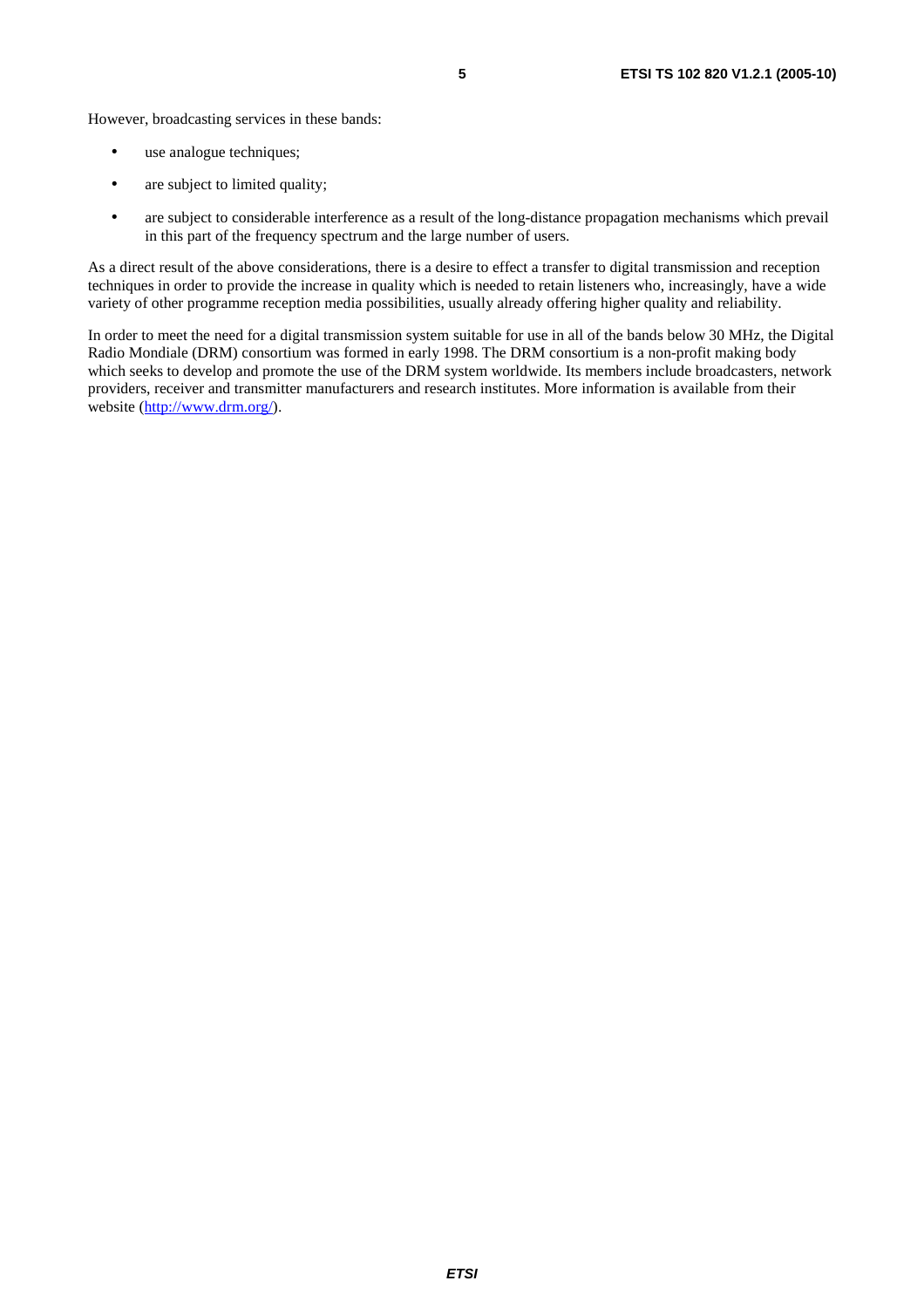However, broadcasting services in these bands:

- use analogue techniques;
- are subject to limited quality;
- are subject to considerable interference as a result of the long-distance propagation mechanisms which prevail in this part of the frequency spectrum and the large number of users.

As a direct result of the above considerations, there is a desire to effect a transfer to digital transmission and reception techniques in order to provide the increase in quality which is needed to retain listeners who, increasingly, have a wide variety of other programme reception media possibilities, usually already offering higher quality and reliability.

In order to meet the need for a digital transmission system suitable for use in all of the bands below 30 MHz, the Digital Radio Mondiale (DRM) consortium was formed in early 1998. The DRM consortium is a non-profit making body which seeks to develop and promote the use of the DRM system worldwide. Its members include broadcasters, network providers, receiver and transmitter manufacturers and research institutes. More information is available from their website (http://www.drm.org/).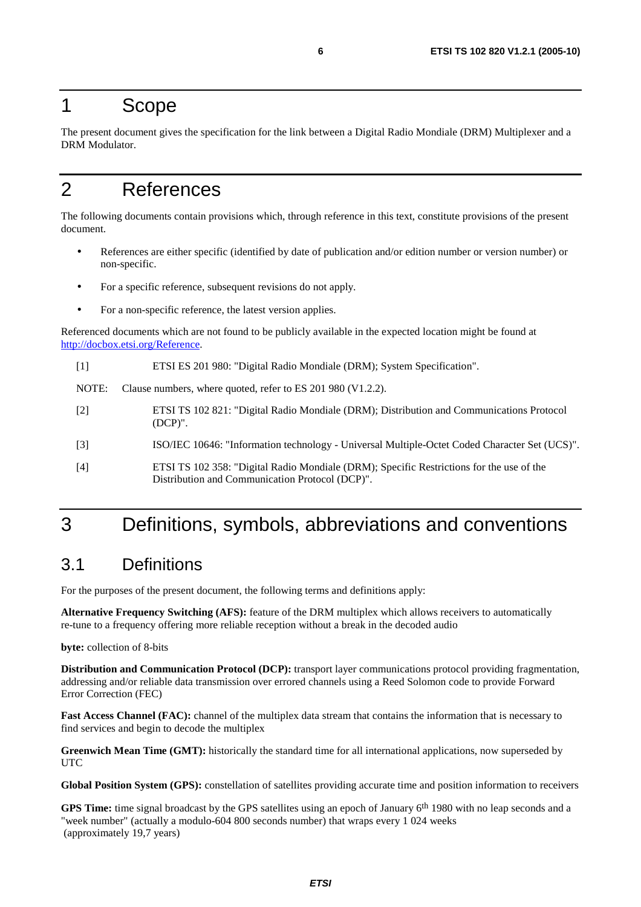# 1 Scope

The present document gives the specification for the link between a Digital Radio Mondiale (DRM) Multiplexer and a DRM Modulator.

# 2 References

The following documents contain provisions which, through reference in this text, constitute provisions of the present document.

- References are either specific (identified by date of publication and/or edition number or version number) or non-specific.
- For a specific reference, subsequent revisions do not apply.
- For a non-specific reference, the latest version applies.

Referenced documents which are not found to be publicly available in the expected location might be found at http://docbox.etsi.org/Reference.

[1] ETSI ES 201 980: "Digital Radio Mondiale (DRM); System Specification".

NOTE: Clause numbers, where quoted, refer to ES 201 980 (V1.2.2).

[2] ETSI TS 102 821: "Digital Radio Mondiale (DRM); Distribution and Communications Protocol (DCP)".

[3] ISO/IEC 10646: "Information technology - Universal Multiple-Octet Coded Character Set (UCS)".

[4] ETSI TS 102 358: "Digital Radio Mondiale (DRM); Specific Restrictions for the use of the Distribution and Communication Protocol (DCP)".

# 3 Definitions, symbols, abbreviations and conventions

## 3.1 Definitions

For the purposes of the present document, the following terms and definitions apply:

**Alternative Frequency Switching (AFS):** feature of the DRM multiplex which allows receivers to automatically re-tune to a frequency offering more reliable reception without a break in the decoded audio

**byte:** collection of 8-bits

**Distribution and Communication Protocol (DCP):** transport layer communications protocol providing fragmentation, addressing and/or reliable data transmission over errored channels using a Reed Solomon code to provide Forward Error Correction (FEC)

**Fast Access Channel (FAC):** channel of the multiplex data stream that contains the information that is necessary to find services and begin to decode the multiplex

**Greenwich Mean Time (GMT):** historically the standard time for all international applications, now superseded by UTC

**Global Position System (GPS):** constellation of satellites providing accurate time and position information to receivers

**GPS Time:** time signal broadcast by the GPS satellites using an epoch of January 6th 1980 with no leap seconds and a "week number" (actually a modulo-604 800 seconds number) that wraps every 1 024 weeks (approximately 19,7 years)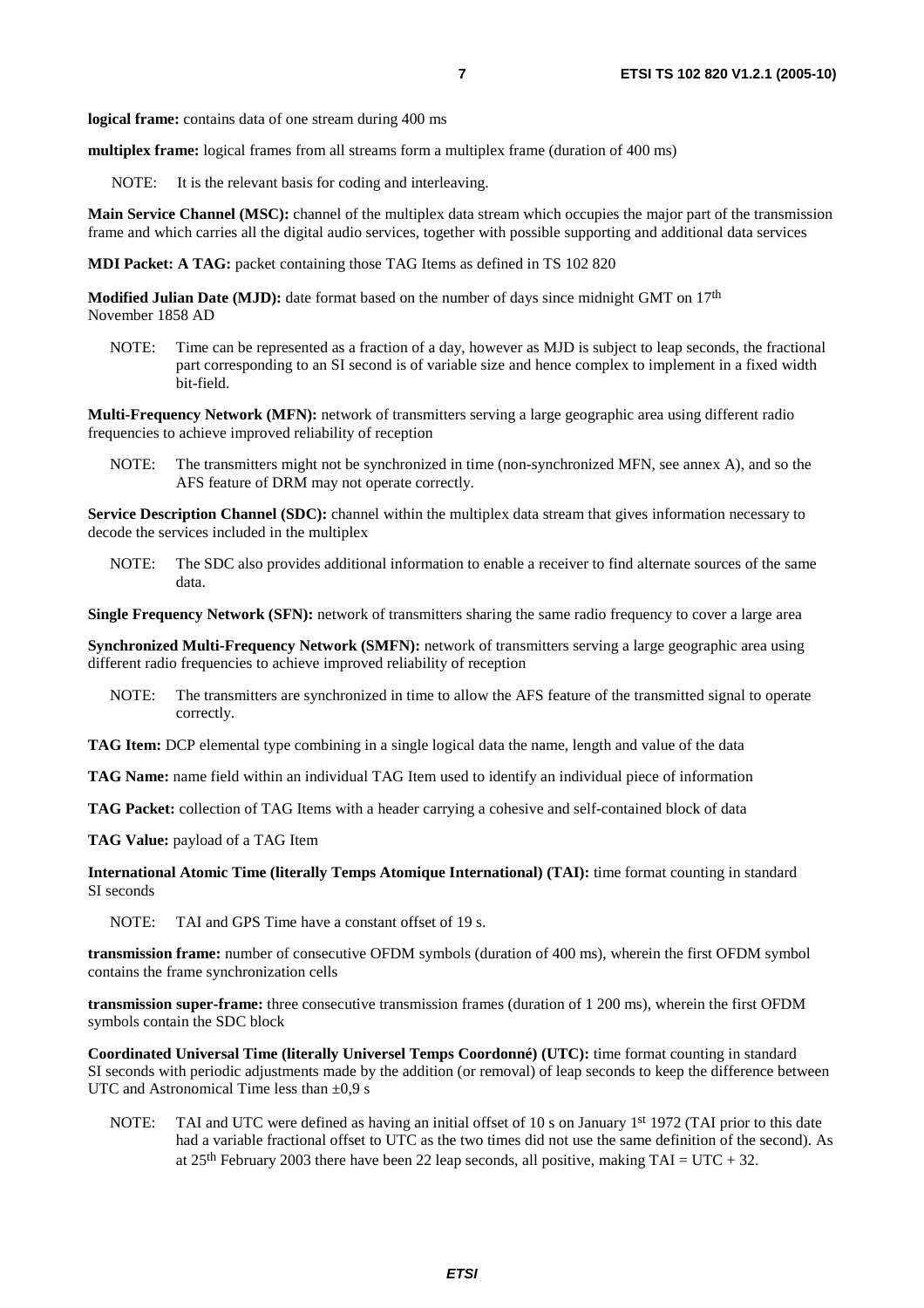**logical frame:** contains data of one stream during 400 ms

**multiplex frame:** logical frames from all streams form a multiplex frame (duration of 400 ms)

NOTE: It is the relevant basis for coding and interleaving.

**Main Service Channel (MSC):** channel of the multiplex data stream which occupies the major part of the transmission frame and which carries all the digital audio services, together with possible supporting and additional data services

**MDI Packet: A TAG:** packet containing those TAG Items as defined in TS 102 820

**Modified Julian Date (MJD):** date format based on the number of days since midnight GMT on 17th November 1858 AD

NOTE: Time can be represented as a fraction of a day, however as MJD is subject to leap seconds, the fractional part corresponding to an SI second is of variable size and hence complex to implement in a fixed width bit-field.

**Multi-Frequency Network (MFN):** network of transmitters serving a large geographic area using different radio frequencies to achieve improved reliability of reception

NOTE: The transmitters might not be synchronized in time (non-synchronized MFN, see annex A), and so the AFS feature of DRM may not operate correctly.

**Service Description Channel (SDC):** channel within the multiplex data stream that gives information necessary to decode the services included in the multiplex

NOTE: The SDC also provides additional information to enable a receiver to find alternate sources of the same data.

**Single Frequency Network (SFN):** network of transmitters sharing the same radio frequency to cover a large area

**Synchronized Multi-Frequency Network (SMFN):** network of transmitters serving a large geographic area using different radio frequencies to achieve improved reliability of reception

NOTE: The transmitters are synchronized in time to allow the AFS feature of the transmitted signal to operate correctly.

**TAG Item:** DCP elemental type combining in a single logical data the name, length and value of the data

**TAG Name:** name field within an individual TAG Item used to identify an individual piece of information

**TAG Packet:** collection of TAG Items with a header carrying a cohesive and self-contained block of data

**TAG Value:** payload of a TAG Item

**International Atomic Time (literally Temps Atomique International) (TAI):** time format counting in standard SI seconds

NOTE: TAI and GPS Time have a constant offset of 19 s.

**transmission frame:** number of consecutive OFDM symbols (duration of 400 ms), wherein the first OFDM symbol contains the frame synchronization cells

**transmission super-frame:** three consecutive transmission frames (duration of 1 200 ms), wherein the first OFDM symbols contain the SDC block

**Coordinated Universal Time (literally Universel Temps Coordonné) (UTC):** time format counting in standard SI seconds with periodic adjustments made by the addition (or removal) of leap seconds to keep the difference between UTC and Astronomical Time less than ±0,9 s

NOTE: TAI and UTC were defined as having an initial offset of 10 s on January 1st 1972 (TAI prior to this date had a variable fractional offset to UTC as the two times did not use the same definition of the second). As at 25th February 2003 there have been 22 leap seconds, all positive, making TAI = UTC + 32.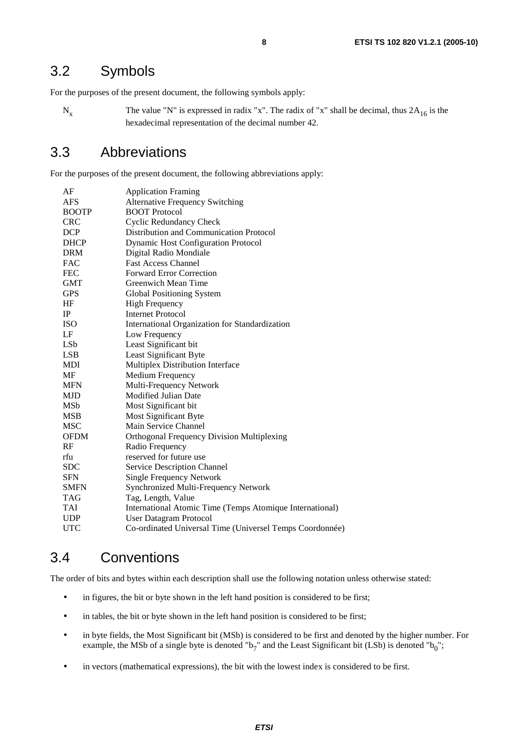## 3.2 Symbols

For the purposes of the present document, the following symbols apply:

$N_x$ The value "N" is expressed in radix "x". The radix of "x" shall be decimal, thus $2A_{16}$ is the hexadecimal representation of the decimal number 42.

## 3.3 Abbreviations

For the purposes of the present document, the following abbreviations apply:

| | |
|---|---|
| AF | Application Framing |
| AFS | Alternative Frequency Switching |
| BOOTP | BOOT Protocol |
| CRC | Cyclic Redundancy Check |
| DCP | Distribution and Communication Protocol |
| DHCP | Dynamic Host Configuration Protocol |
| DRM | Digital Radio Mondiale |
| FAC | Fast Access Channel |
| FEC | Forward Error Correction |
| GMT | Greenwich Mean Time |
| GPS | Global Positioning System |
| HF | High Frequency |
| IP | Internet Protocol |
| ISO | International Organization for Standardization |
| LF | Low Frequency |
| LSb | Least Significant bit |
| LSB | Least Significant Byte |
| MDI | Multiplex Distribution Interface |
| MF | Medium Frequency |
| MFN | Multi-Frequency Network |
| MJD | Modified Julian Date |
| MSb | Most Significant bit |
| MSB | Most Significant Byte |
| MSC | Main Service Channel |
| OFDM | Orthogonal Frequency Division Multiplexing |
| RF | Radio Frequency |
| rfu | reserved for future use |
| SDC | Service Description Channel |
| SFN | Single Frequency Network |
| SMFN | Synchronized Multi-Frequency Network |
| TAG | Tag, Length, Value |
| TAI | International Atomic Time (Temps Atomique International) |
| UDP | User Datagram Protocol |
| UTC | Co-ordinated Universal Time (Universel Temps Coordonnée) |

## 3.4 Conventions

The order of bits and bytes within each description shall use the following notation unless otherwise stated:

- in figures, the bit or byte shown in the left hand position is considered to be first;
- in tables, the bit or byte shown in the left hand position is considered to be first;
- in byte fields, the Most Significant bit (MSb) is considered to be first and denoted by the higher number. For example, the MSb of a single byte is denoted "$b_7$" and the Least Significant bit (LSb) is denoted "$b_0$";
- in vectors (mathematical expressions), the bit with the lowest index is considered to be first.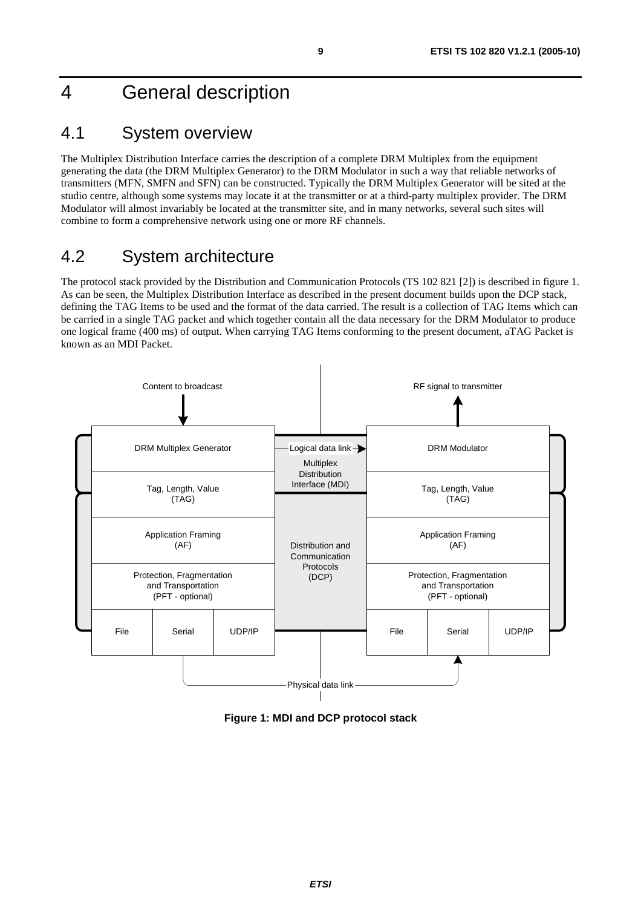# 4 General description

## 4.1 System overview

The Multiplex Distribution Interface carries the description of a complete DRM Multiplex from the equipment generating the data (the DRM Multiplex Generator) to the DRM Modulator in such a way that reliable networks of transmitters (MFN, SMFN and SFN) can be constructed. Typically the DRM Multiplex Generator will be sited at the studio centre, although some systems may locate it at the transmitter or at a third-party multiplex provider. The DRM Modulator will almost invariably be located at the transmitter site, and in many networks, several such sites will combine to form a comprehensive network using one or more RF channels.

## 4.2 System architecture

The protocol stack provided by the Distribution and Communication Protocols (TS 102 821 [2]) is described in figure 1. As can be seen, the Multiplex Distribution Interface as described in the present document builds upon the DCP stack, defining the TAG Items to be used and the format of the data carried. The result is a collection of TAG Items which can be carried in a single TAG packet and which together contain all the data necessary for the DRM Modulator to produce one logical frame (400 ms) of output. When carrying TAG Items conforming to the present document, aTAG Packet is known as an MDI Packet.

Content to broadcast

RF signal to transmitter

DRM Multiplex Generator

Logical data link

Multiplex Distribution Interface (MDI)

DRM Modulator

Tag, Length, Value (TAG)

Application Framing (AF)

Distribution and Communication Protocols (DCP)

Protection, Fragmentation and Transportation (PFT - optional)

File | Serial | UDP/IP

Physical data link

**Figure 1: MDI and DCP protocol stack**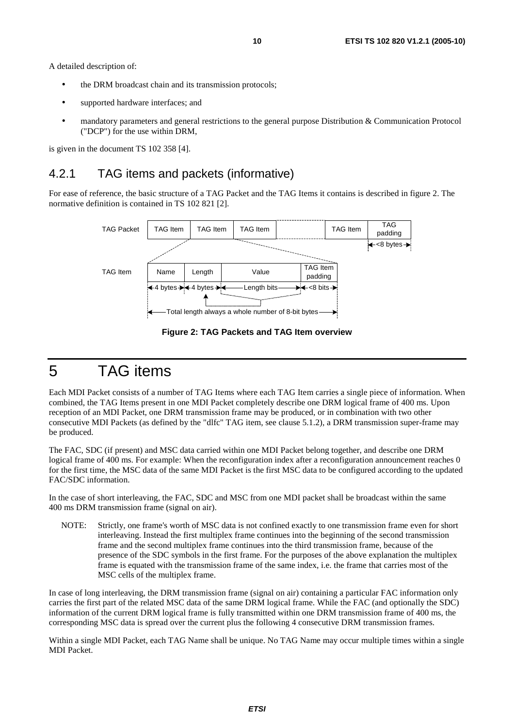A detailed description of:

- the DRM broadcast chain and its transmission protocols;
- supported hardware interfaces; and
- mandatory parameters and general restrictions to the general purpose Distribution & Communication Protocol ("DCP") for the use within DRM,

is given in the document TS 102 358 [4].

### 4.2.1 TAG items and packets (informative)

For ease of reference, the basic structure of a TAG Packet and the TAG Items it contains is described in figure 2. The normative definition is contained in TS 102 821 [2].

TAG Packet: TAG Item | TAG Item | TAG Item | ... | TAG Item | TAG padding (<8 bytes)

TAG Item: Name (4 bytes) | Length (4 bytes) | Value (Length bits) | TAG Item padding (<8 bits)

Total length always a whole number of 8-bit bytes

**Figure 2: TAG Packets and TAG Item overview**

# 5 TAG items

Each MDI Packet consists of a number of TAG Items where each TAG Item carries a single piece of information. When combined, the TAG Items present in one MDI Packet completely describe one DRM logical frame of 400 ms. Upon reception of an MDI Packet, one DRM transmission frame may be produced, or in combination with two other consecutive MDI Packets (as defined by the "dlfc" TAG item, see clause 5.1.2), a DRM transmission super-frame may be produced.

The FAC, SDC (if present) and MSC data carried within one MDI Packet belong together, and describe one DRM logical frame of 400 ms. For example: When the reconfiguration index after a reconfiguration announcement reaches 0 for the first time, the MSC data of the same MDI Packet is the first MSC data to be configured according to the updated FAC/SDC information.

In the case of short interleaving, the FAC, SDC and MSC from one MDI packet shall be broadcast within the same 400 ms DRM transmission frame (signal on air).

NOTE: Strictly, one frame's worth of MSC data is not confined exactly to one transmission frame even for short interleaving. Instead the first multiplex frame continues into the beginning of the second transmission frame and the second multiplex frame continues into the third transmission frame, because of the presence of the SDC symbols in the first frame. For the purposes of the above explanation the multiplex frame is equated with the transmission frame of the same index, i.e. the frame that carries most of the MSC cells of the multiplex frame.

In case of long interleaving, the DRM transmission frame (signal on air) containing a particular FAC information only carries the first part of the related MSC data of the same DRM logical frame. While the FAC (and optionally the SDC) information of the current DRM logical frame is fully transmitted within one DRM transmission frame of 400 ms, the corresponding MSC data is spread over the current plus the following 4 consecutive DRM transmission frames.

Within a single MDI Packet, each TAG Name shall be unique. No TAG Name may occur multiple times within a single MDI Packet.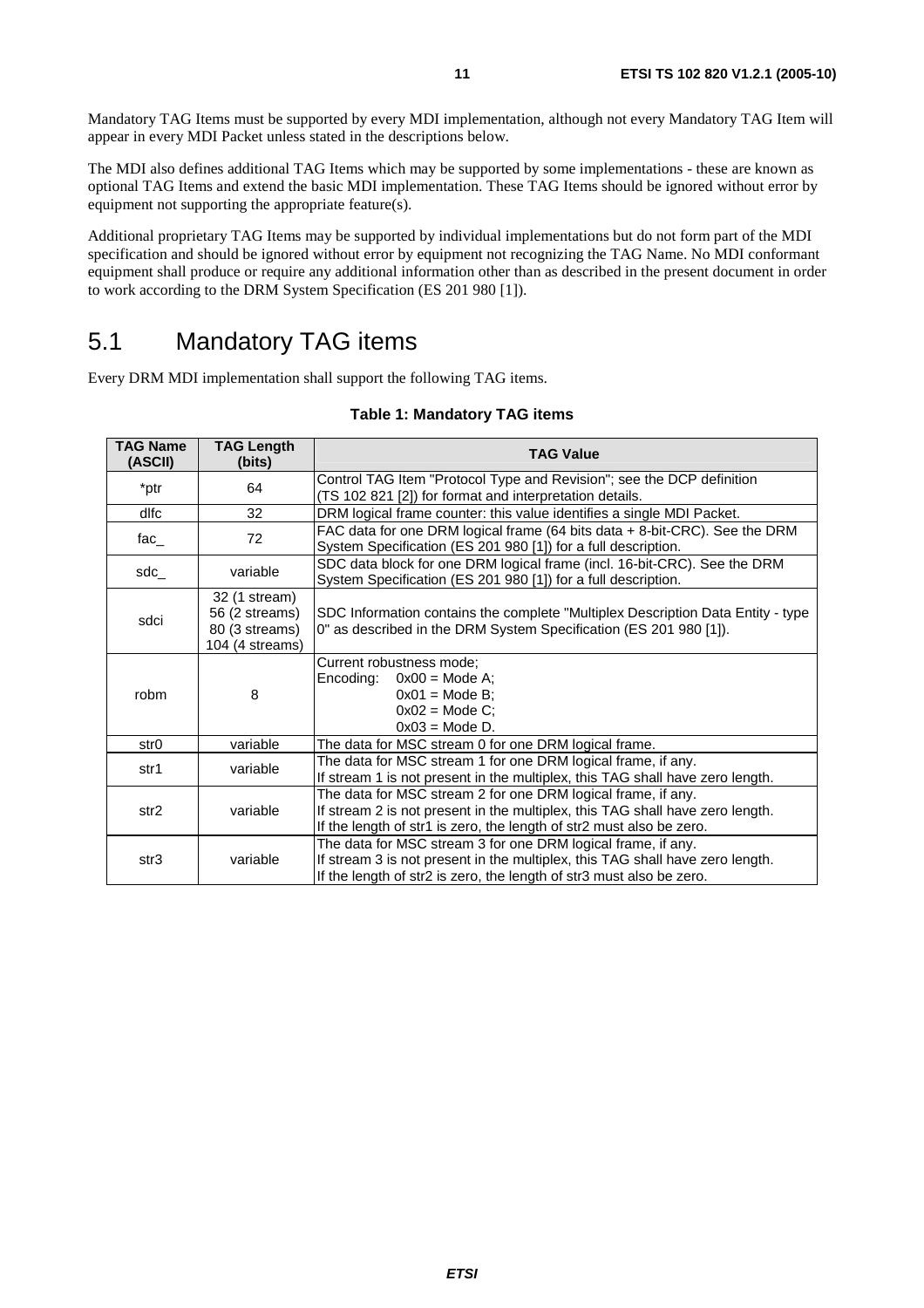Mandatory TAG Items must be supported by every MDI implementation, although not every Mandatory TAG Item will appear in every MDI Packet unless stated in the descriptions below.

The MDI also defines additional TAG Items which may be supported by some implementations - these are known as optional TAG Items and extend the basic MDI implementation. These TAG Items should be ignored without error by equipment not supporting the appropriate feature(s).

Additional proprietary TAG Items may be supported by individual implementations but do not form part of the MDI specification and should be ignored without error by equipment not recognizing the TAG Name. No MDI conformant equipment shall produce or require any additional information other than as described in the present document in order to work according to the DRM System Specification (ES 201 980 [1]).

## 5.1 Mandatory TAG items

Every DRM MDI implementation shall support the following TAG items.

**Table 1: Mandatory TAG items**

| TAG Name (ASCII) | TAG Length (bits) | TAG Value |
|---|---|---|
| *ptr | 64 | Control TAG Item "Protocol Type and Revision"; see the DCP definition (TS 102 821 [2]) for format and interpretation details. |
| dlfc | 32 | DRM logical frame counter: this value identifies a single MDI Packet. |
| fac_ | 72 | FAC data for one DRM logical frame (64 bits data + 8-bit-CRC). See the DRM System Specification (ES 201 980 [1]) for a full description. |
| sdc_ | variable | SDC data block for one DRM logical frame (incl. 16-bit-CRC). See the DRM System Specification (ES 201 980 [1]) for a full description. |
| sdci | 32 (1 stream)<br>56 (2 streams)<br>80 (3 streams)<br>104 (4 streams) | SDC Information contains the complete "Multiplex Description Data Entity - type 0" as described in the DRM System Specification (ES 201 980 [1]). |
| robm | 8 | Current robustness mode;<br>Encoding: 0x00 = Mode A;<br>0x01 = Mode B;<br>0x02 = Mode C;<br>0x03 = Mode D. |
| str0 | variable | The data for MSC stream 0 for one DRM logical frame. |
| str1 | variable | The data for MSC stream 1 for one DRM logical frame, if any.<br>If stream 1 is not present in the multiplex, this TAG shall have zero length. |
| str2 | variable | The data for MSC stream 2 for one DRM logical frame, if any.<br>If stream 2 is not present in the multiplex, this TAG shall have zero length.<br>If the length of str1 is zero, the length of str2 must also be zero. |
| str3 | variable | The data for MSC stream 3 for one DRM logical frame, if any.<br>If stream 3 is not present in the multiplex, this TAG shall have zero length.<br>If the length of str2 is zero, the length of str3 must also be zero. |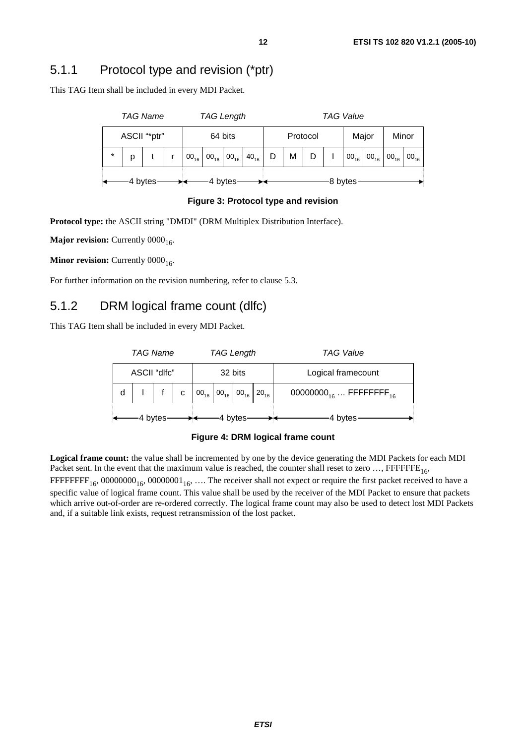## 5.1.1 Protocol type and revision (*ptr)

This TAG Item shall be included in every MDI Packet.

| *TAG Name* | | | | *TAG Length* | | | | *TAG Value* | | | | | | | |
|---|---|---|---|---|---|---|---|---|---|---|---|---|---|---|---|
| ASCII "*ptr" | | | | 64 bits | | | | Protocol | | | | Major | | Minor | |
| * | p | t | r | $00_{16}$ | $00_{16}$ | $00_{16}$ | $40_{16}$ | D | M | D | I | $00_{16}$ | $00_{16}$ | $00_{16}$ | $00_{16}$ |
| 4 bytes | | | | 4 bytes | | | | 8 bytes | | | | | | | |

**Figure 3: Protocol type and revision**

**Protocol type:** the ASCII string "DMDI" (DRM Multiplex Distribution Interface).

**Major revision:** Currently $0000_{16}$.

**Minor revision:** Currently $0000_{16}$.

For further information on the revision numbering, refer to clause 5.3.

## 5.1.2 DRM logical frame count (dlfc)

This TAG Item shall be included in every MDI Packet.

| *TAG Name* | | | | *TAG Length* | | | | *TAG Value* |
|---|---|---|---|---|---|---|---|---|
| ASCII "dlfc" | | | | 32 bits | | | | Logical framecount |
| d | l | f | c | $00_{16}$ | $00_{16}$ | $00_{16}$ | $20_{16}$ | $00000000_{16}$ … $FFFFFFFF_{16}$ |
| 4 bytes | | | | 4 bytes | | | | 4 bytes |

**Figure 4: DRM logical frame count**

**Logical frame count:** the value shall be incremented by one by the device generating the MDI Packets for each MDI Packet sent. In the event that the maximum value is reached, the counter shall reset to zero …, $FFFFFFFE_{16}$, $FFFFFFFF_{16}$, $00000000_{16}$, $00000001_{16}$, …. The receiver shall not expect or require the first packet received to have a specific value of logical frame count. This value shall be used by the receiver of the MDI Packet to ensure that packets which arrive out-of-order are re-ordered correctly. The logical frame count may also be used to detect lost MDI Packets and, if a suitable link exists, request retransmission of the lost packet.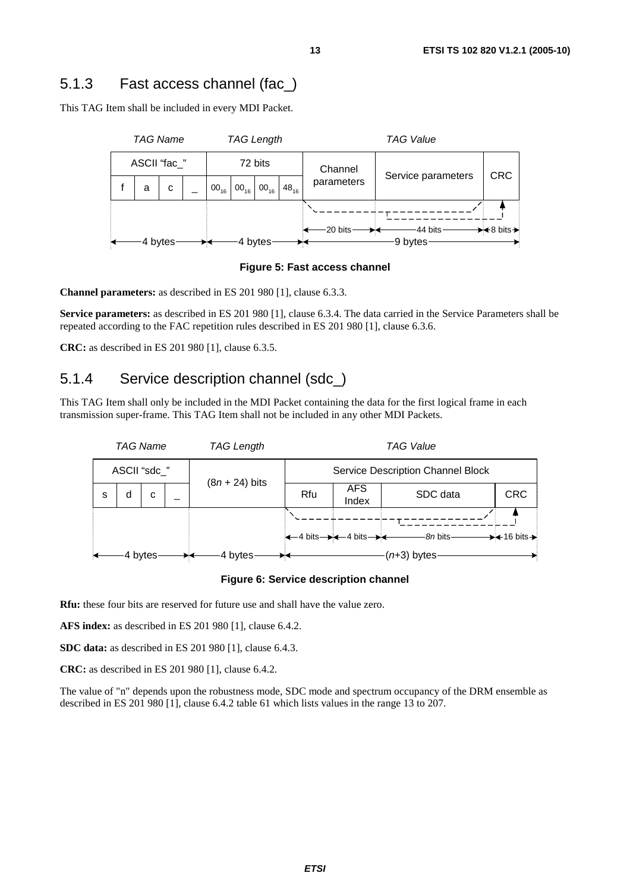### 5.1.3 Fast access channel (fac_)

This TAG Item shall be included in every MDI Packet.

| *TAG Name* | | | | *TAG Length* | | | | *TAG Value* | | |
|---|---|---|---|---|---|---|---|---|---|---|
| ASCII "fac_" | | | | 72 bits | | | | Channel parameters | Service parameters | CRC |
| f | a | c | _ | $00_{16}$ | $00_{16}$ | $00_{16}$ | $48_{16}$ | | | |
| | | | | | | | | 20 bits | 44 bits | 8 bits |
| 4 bytes | | | | 4 bytes | | | | 9 bytes | | |

**Figure 5: Fast access channel**

**Channel parameters:** as described in ES 201 980 [1], clause 6.3.3.

**Service parameters:** as described in ES 201 980 [1], clause 6.3.4. The data carried in the Service Parameters shall be repeated according to the FAC repetition rules described in ES 201 980 [1], clause 6.3.6.

**CRC:** as described in ES 201 980 [1], clause 6.3.5.

### 5.1.4 Service description channel (sdc_)

This TAG Item shall only be included in the MDI Packet containing the data for the first logical frame in each transmission super-frame. This TAG Item shall not be included in any other MDI Packets.

| *TAG Name* | | | | *TAG Length* | *TAG Value* | | | |
|---|---|---|---|---|---|---|---|---|
| ASCII "sdc_" | | | | ($8n$ + 24) bits | Service Description Channel Block | | | |
| s | d | c | _ | | Rfu | AFS Index | SDC data | CRC |
| | | | | | 4 bits | 4 bits | $8n$ bits | 16 bits |
| 4 bytes | | | | 4 bytes | ($n$+3) bytes | | | |

**Figure 6: Service description channel**

**Rfu:** these four bits are reserved for future use and shall have the value zero.

**AFS index:** as described in ES 201 980 [1], clause 6.4.2.

**SDC data:** as described in ES 201 980 [1], clause 6.4.3.

**CRC:** as described in ES 201 980 [1], clause 6.4.2.

The value of "n" depends upon the robustness mode, SDC mode and spectrum occupancy of the DRM ensemble as described in ES 201 980 [1], clause 6.4.2 table 61 which lists values in the range 13 to 207.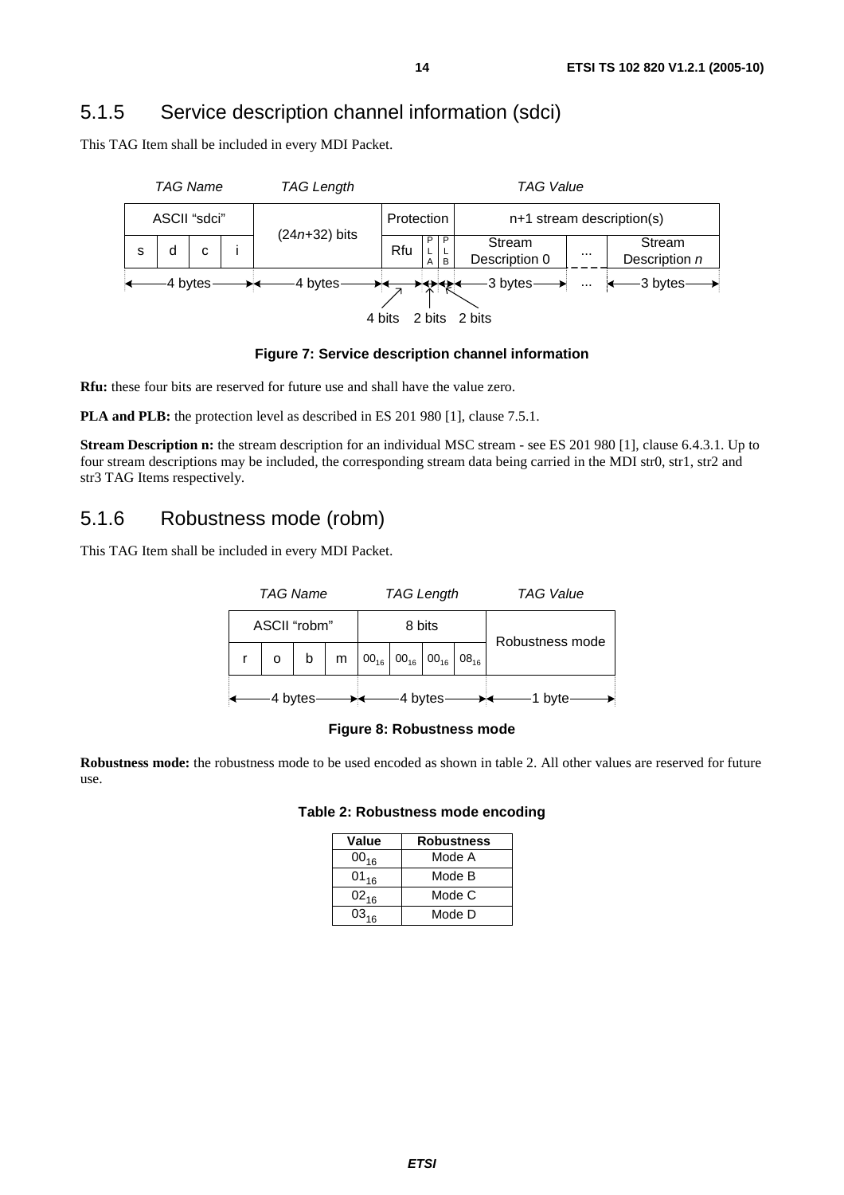## 5.1.5 Service description channel information (sdci)

This TAG Item shall be included in every MDI Packet.

| TAG Name | | | | TAG Length | TAG Value | | | | | |
|---|---|---|---|---|---|---|---|---|---|---|
| ASCII "sdci" | | | | ($24n$+32) bits | Protection | | | n+1 stream description(s) | | |
| s | d | c | i | | Rfu | PLA | PLB | Stream Description 0 | ... | Stream Description $n$ |
| 4 bytes | | | | 4 bytes | 4 bits | 2 bits | 2 bits | 3 bytes | ... | 3 bytes |

**Figure 7: Service description channel information**

**Rfu:** these four bits are reserved for future use and shall have the value zero.

**PLA and PLB:** the protection level as described in ES 201 980 [1], clause 7.5.1.

**Stream Description n:** the stream description for an individual MSC stream - see ES 201 980 [1], clause 6.4.3.1. Up to four stream descriptions may be included, the corresponding stream data being carried in the MDI str0, str1, str2 and str3 TAG Items respectively.

## 5.1.6 Robustness mode (robm)

This TAG Item shall be included in every MDI Packet.

| TAG Name | | | | TAG Length | | | | TAG Value |
|---|---|---|---|---|---|---|---|---|
| ASCII "robm" | | | | 8 bits | | | | Robustness mode |
| r | o | b | m | $00_{16}$ | $00_{16}$ | $00_{16}$ | $08_{16}$ | |
| 4 bytes | | | | 4 bytes | | | | 1 byte |

**Figure 8: Robustness mode**

**Robustness mode:** the robustness mode to be used encoded as shown in table 2. All other values are reserved for future use.

**Table 2: Robustness mode encoding**

| Value | Robustness |
|---|---|
| $00_{16}$ | Mode A |
| $01_{16}$ | Mode B |
| $02_{16}$ | Mode C |
| $03_{16}$ | Mode D |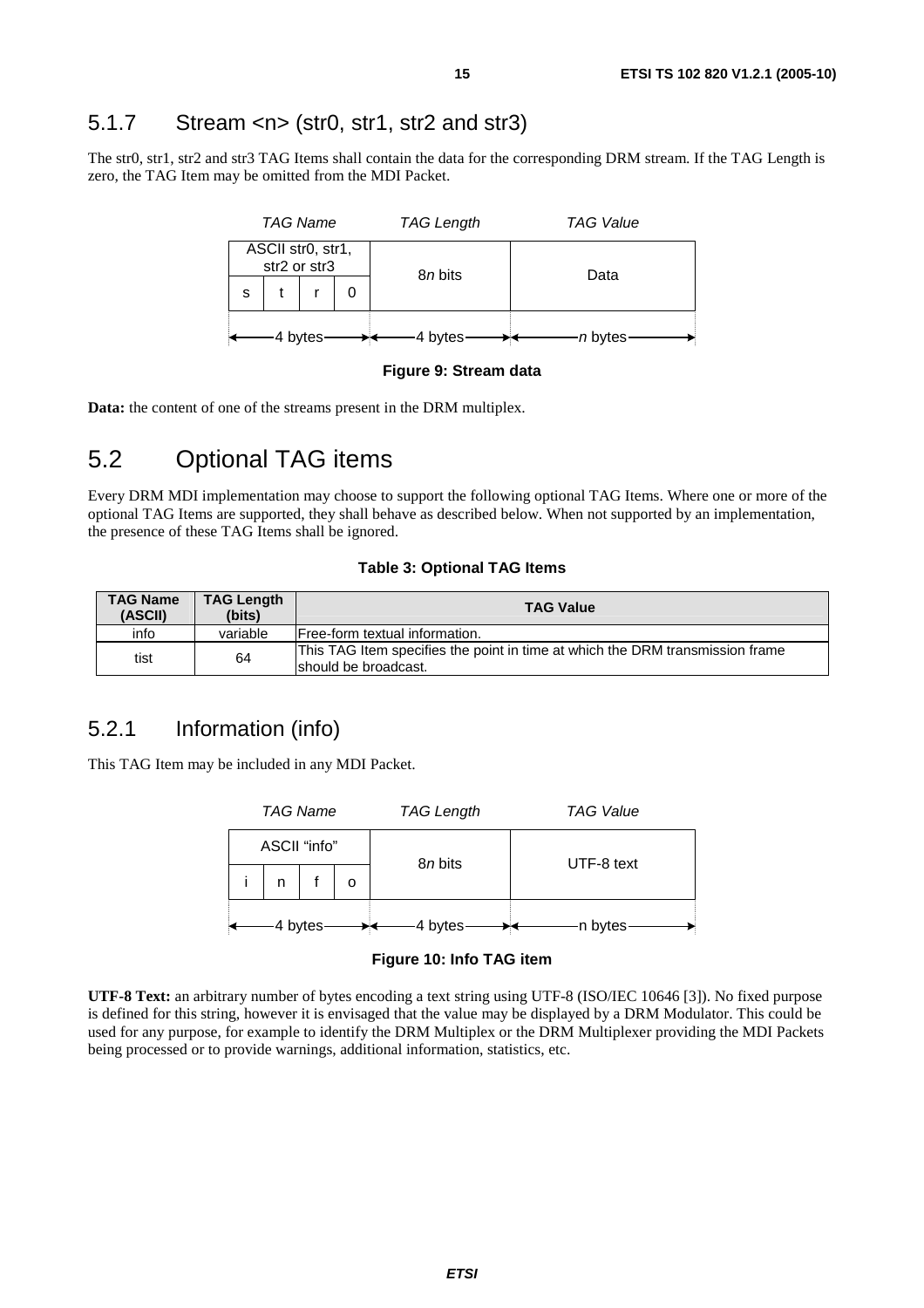### 5.1.7 Stream <n> (str0, str1, str2 and str3)

The str0, str1, str2 and str3 TAG Items shall contain the data for the corresponding DRM stream. If the TAG Length is zero, the TAG Item may be omitted from the MDI Packet.

| *TAG Name* | | | | *TAG Length* | *TAG Value* |
|---|---|---|---|---|---|
| ASCII str0, str1, str2 or str3 | | | | 8*n* bits | Data |
| s | t | r | 0 | | |
| ←4 bytes→ | | | | ←4 bytes→ | ←*n* bytes→ |

**Figure 9: Stream data**

**Data:** the content of one of the streams present in the DRM multiplex.

## 5.2 Optional TAG items

Every DRM MDI implementation may choose to support the following optional TAG Items. Where one or more of the optional TAG Items are supported, they shall behave as described below. When not supported by an implementation, the presence of these TAG Items shall be ignored.

**Table 3: Optional TAG Items**

| TAG Name (ASCII) | TAG Length (bits) | TAG Value |
|---|---|---|
| info | variable | Free-form textual information. |
| tist | 64 | This TAG Item specifies the point in time at which the DRM transmission frame should be broadcast. |

### 5.2.1 Information (info)

This TAG Item may be included in any MDI Packet.

| *TAG Name* | | | | *TAG Length* | *TAG Value* |
|---|---|---|---|---|---|
| ASCII "info" | | | | 8*n* bits | UTF-8 text |
| i | n | f | o | | |
| ←4 bytes→ | | | | ←4 bytes→ | ←n bytes→ |

**Figure 10: Info TAG item**

**UTF-8 Text:** an arbitrary number of bytes encoding a text string using UTF-8 (ISO/IEC 10646 [3]). No fixed purpose is defined for this string, however it is envisaged that the value may be displayed by a DRM Modulator. This could be used for any purpose, for example to identify the DRM Multiplex or the DRM Multiplexer providing the MDI Packets being processed or to provide warnings, additional information, statistics, etc.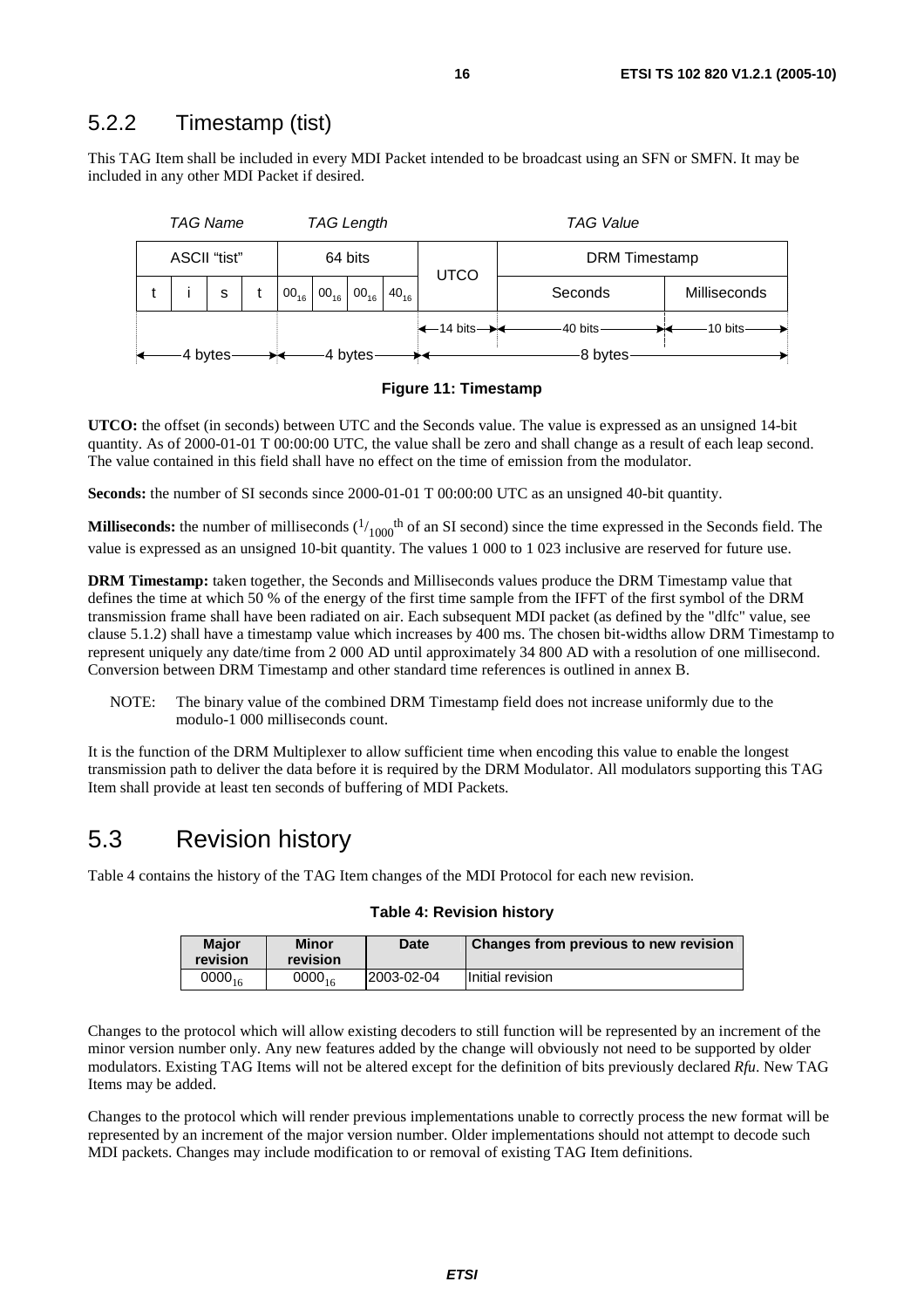## 5.2.2 Timestamp (tist)

This TAG Item shall be included in every MDI Packet intended to be broadcast using an SFN or SMFN. It may be included in any other MDI Packet if desired.

| *TAG Name* | | | | *TAG Length* | | | | *TAG Value* | | |
|---|---|---|---|---|---|---|---|---|---|---|
| ASCII "tist" | | | | 64 bits | | | | UTCO | DRM Timestamp | |
| t | i | s | t | $00_{16}$ | $00_{16}$ | $00_{16}$ | $40_{16}$ | | Seconds | Milliseconds |
| | | | | | | | | 14 bits | 40 bits | 10 bits |
| 4 bytes | | | | 4 bytes | | | | 8 bytes | | |

**Figure 11: Timestamp**

**UTCO:** the offset (in seconds) between UTC and the Seconds value. The value is expressed as an unsigned 14-bit quantity. As of 2000-01-01 T 00:00:00 UTC, the value shall be zero and shall change as a result of each leap second. The value contained in this field shall have no effect on the time of emission from the modulator.

**Seconds:** the number of SI seconds since 2000-01-01 T 00:00:00 UTC as an unsigned 40-bit quantity.

**Milliseconds:** the number of milliseconds ($^1/_{1000}$th of an SI second) since the time expressed in the Seconds field. The value is expressed as an unsigned 10-bit quantity. The values 1 000 to 1 023 inclusive are reserved for future use.

**DRM Timestamp:** taken together, the Seconds and Milliseconds values produce the DRM Timestamp value that defines the time at which 50 % of the energy of the first time sample from the IFFT of the first symbol of the DRM transmission frame shall have been radiated on air. Each subsequent MDI packet (as defined by the "dlfc" value, see clause 5.1.2) shall have a timestamp value which increases by 400 ms. The chosen bit-widths allow DRM Timestamp to represent uniquely any date/time from 2 000 AD until approximately 34 800 AD with a resolution of one millisecond. Conversion between DRM Timestamp and other standard time references is outlined in annex B.

NOTE: The binary value of the combined DRM Timestamp field does not increase uniformly due to the modulo-1 000 milliseconds count.

It is the function of the DRM Multiplexer to allow sufficient time when encoding this value to enable the longest transmission path to deliver the data before it is required by the DRM Modulator. All modulators supporting this TAG Item shall provide at least ten seconds of buffering of MDI Packets.

# 5.3 Revision history

Table 4 contains the history of the TAG Item changes of the MDI Protocol for each new revision.

**Table 4: Revision history**

| Major revision | Minor revision | Date | Changes from previous to new revision |
|---|---|---|---|
| $0000_{16}$ | $0000_{16}$ | 2003-02-04 | Initial revision |

Changes to the protocol which will allow existing decoders to still function will be represented by an increment of the minor version number only. Any new features added by the change will obviously not need to be supported by older modulators. Existing TAG Items will not be altered except for the definition of bits previously declared *Rfu*. New TAG Items may be added.

Changes to the protocol which will render previous implementations unable to correctly process the new format will be represented by an increment of the major version number. Older implementations should not attempt to decode such MDI packets. Changes may include modification to or removal of existing TAG Item definitions.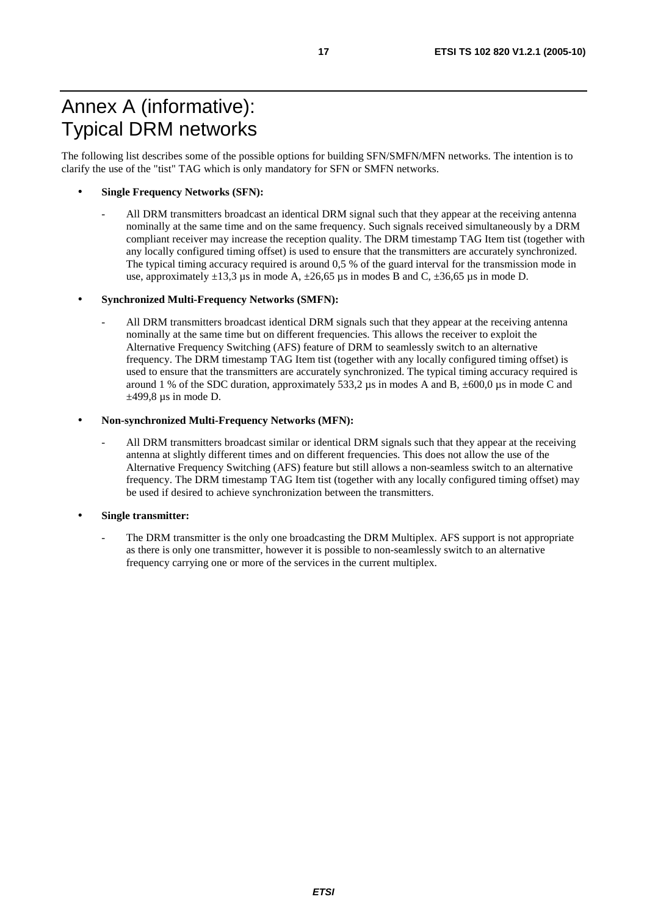# Annex A (informative): Typical DRM networks

The following list describes some of the possible options for building SFN/SMFN/MFN networks. The intention is to clarify the use of the "tist" TAG which is only mandatory for SFN or SMFN networks.

- **Single Frequency Networks (SFN):**
  - All DRM transmitters broadcast an identical DRM signal such that they appear at the receiving antenna nominally at the same time and on the same frequency. Such signals received simultaneously by a DRM compliant receiver may increase the reception quality. The DRM timestamp TAG Item tist (together with any locally configured timing offset) is used to ensure that the transmitters are accurately synchronized. The typical timing accuracy required is around 0,5 % of the guard interval for the transmission mode in use, approximately ±13,3 µs in mode A, ±26,65 µs in modes B and C, ±36,65 µs in mode D.

- **Synchronized Multi-Frequency Networks (SMFN):**
  - All DRM transmitters broadcast identical DRM signals such that they appear at the receiving antenna nominally at the same time but on different frequencies. This allows the receiver to exploit the Alternative Frequency Switching (AFS) feature of DRM to seamlessly switch to an alternative frequency. The DRM timestamp TAG Item tist (together with any locally configured timing offset) is used to ensure that the transmitters are accurately synchronized. The typical timing accuracy required is around 1 % of the SDC duration, approximately 533,2 µs in modes A and B, ±600,0 µs in mode C and ±499,8 µs in mode D.

- **Non-synchronized Multi-Frequency Networks (MFN):**
  - All DRM transmitters broadcast similar or identical DRM signals such that they appear at the receiving antenna at slightly different times and on different frequencies. This does not allow the use of the Alternative Frequency Switching (AFS) feature but still allows a non-seamless switch to an alternative frequency. The DRM timestamp TAG Item tist (together with any locally configured timing offset) may be used if desired to achieve synchronization between the transmitters.

- **Single transmitter:**
  - The DRM transmitter is the only one broadcasting the DRM Multiplex. AFS support is not appropriate as there is only one transmitter, however it is possible to non-seamlessly switch to an alternative frequency carrying one or more of the services in the current multiplex.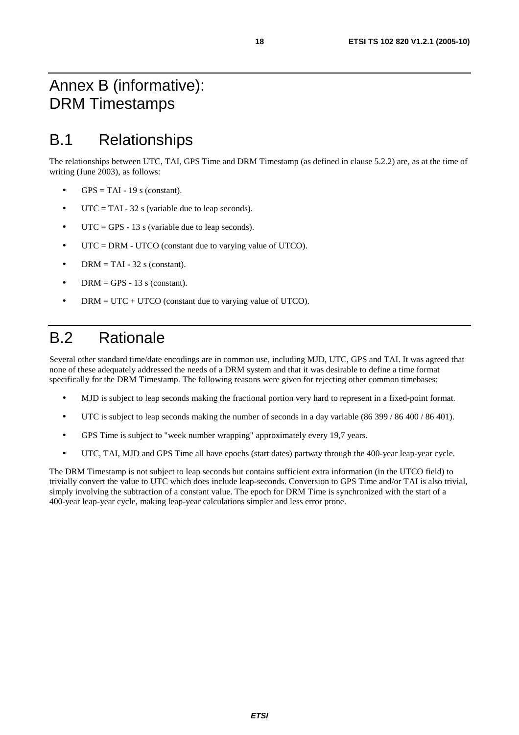# Annex B (informative): DRM Timestamps

## B.1 Relationships

The relationships between UTC, TAI, GPS Time and DRM Timestamp (as defined in clause 5.2.2) are, as at the time of writing (June 2003), as follows:

- GPS = TAI - 19 s (constant).
- UTC = TAI - 32 s (variable due to leap seconds).
- UTC = GPS - 13 s (variable due to leap seconds).
- UTC = DRM - UTCO (constant due to varying value of UTCO).
- DRM = TAI - 32 s (constant).
- DRM = GPS - 13 s (constant).
- DRM = UTC + UTCO (constant due to varying value of UTCO).

## B.2 Rationale

Several other standard time/date encodings are in common use, including MJD, UTC, GPS and TAI. It was agreed that none of these adequately addressed the needs of a DRM system and that it was desirable to define a time format specifically for the DRM Timestamp. The following reasons were given for rejecting other common timebases:

- MJD is subject to leap seconds making the fractional portion very hard to represent in a fixed-point format.
- UTC is subject to leap seconds making the number of seconds in a day variable (86 399 / 86 400 / 86 401).
- GPS Time is subject to "week number wrapping" approximately every 19,7 years.
- UTC, TAI, MJD and GPS Time all have epochs (start dates) partway through the 400-year leap-year cycle.

The DRM Timestamp is not subject to leap seconds but contains sufficient extra information (in the UTCO field) to trivially convert the value to UTC which does include leap-seconds. Conversion to GPS Time and/or TAI is also trivial, simply involving the subtraction of a constant value. The epoch for DRM Time is synchronized with the start of a 400-year leap-year cycle, making leap-year calculations simpler and less error prone.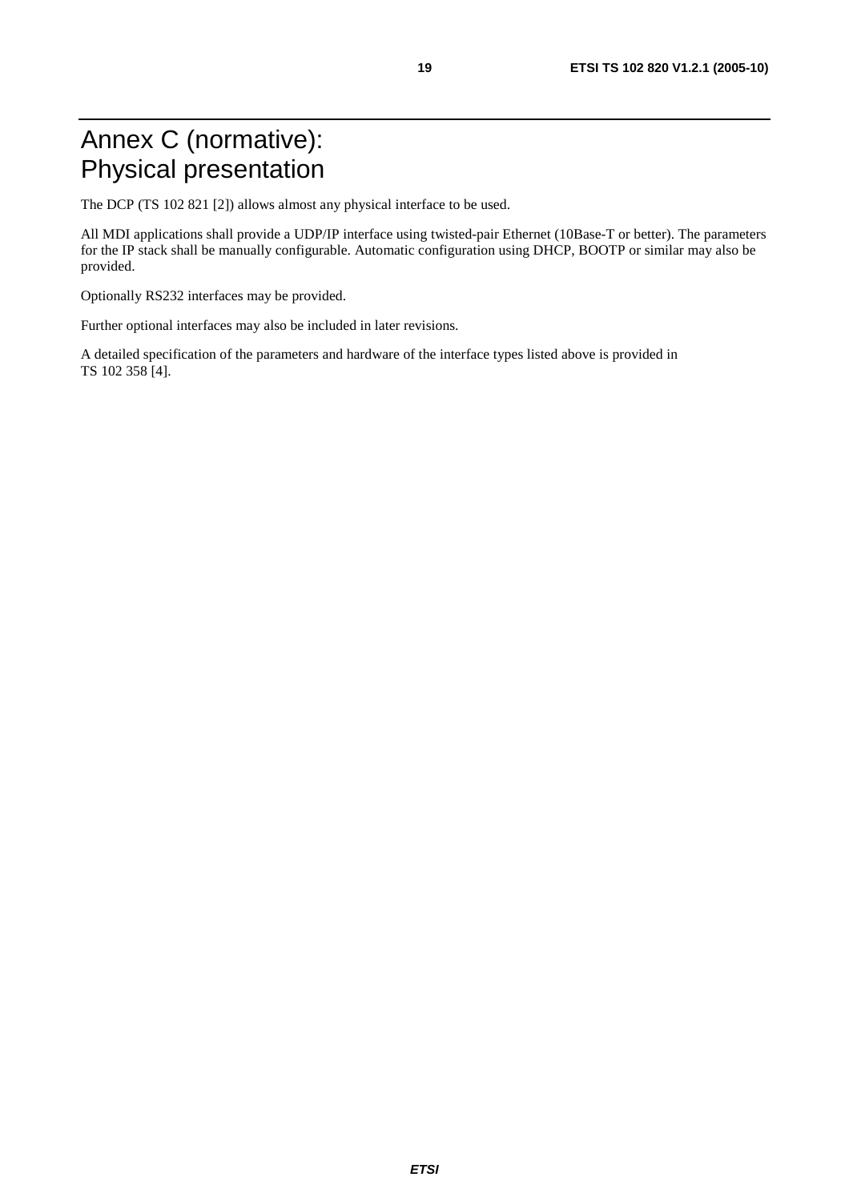# Annex C (normative): Physical presentation

The DCP (TS 102 821 [2]) allows almost any physical interface to be used.

All MDI applications shall provide a UDP/IP interface using twisted-pair Ethernet (10Base-T or better). The parameters for the IP stack shall be manually configurable. Automatic configuration using DHCP, BOOTP or similar may also be provided.

Optionally RS232 interfaces may be provided.

Further optional interfaces may also be included in later revisions.

A detailed specification of the parameters and hardware of the interface types listed above is provided in TS 102 358 [4].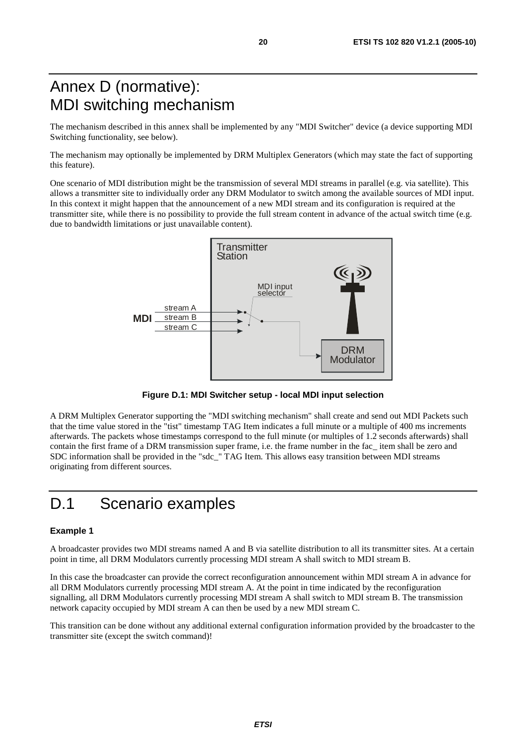# Annex D (normative): MDI switching mechanism

The mechanism described in this annex shall be implemented by any "MDI Switcher" device (a device supporting MDI Switching functionality, see below).

The mechanism may optionally be implemented by DRM Multiplex Generators (which may state the fact of supporting this feature).

One scenario of MDI distribution might be the transmission of several MDI streams in parallel (e.g. via satellite). This allows a transmitter site to individually order any DRM Modulator to switch among the available sources of MDI input. In this context it might happen that the announcement of a new MDI stream and its configuration is required at the transmitter site, while there is no possibility to provide the full stream content in advance of the actual switch time (e.g. due to bandwidth limitations or just unavailable content).

**Figure D.1: MDI Switcher setup - local MDI input selection**

A DRM Multiplex Generator supporting the "MDI switching mechanism" shall create and send out MDI Packets such that the time value stored in the "tist" timestamp TAG Item indicates a full minute or a multiple of 400 ms increments afterwards. The packets whose timestamps correspond to the full minute (or multiples of 1.2 seconds afterwards) shall contain the first frame of a DRM transmission super frame, i.e. the frame number in the fac_ item shall be zero and SDC information shall be provided in the "sdc_" TAG Item. This allows easy transition between MDI streams originating from different sources.

# D.1 Scenario examples

**Example 1**

A broadcaster provides two MDI streams named A and B via satellite distribution to all its transmitter sites. At a certain point in time, all DRM Modulators currently processing MDI stream A shall switch to MDI stream B.

In this case the broadcaster can provide the correct reconfiguration announcement within MDI stream A in advance for all DRM Modulators currently processing MDI stream A. At the point in time indicated by the reconfiguration signalling, all DRM Modulators currently processing MDI stream A shall switch to MDI stream B. The transmission network capacity occupied by MDI stream A can then be used by a new MDI stream C.

This transition can be done without any additional external configuration information provided by the broadcaster to the transmitter site (except the switch command)!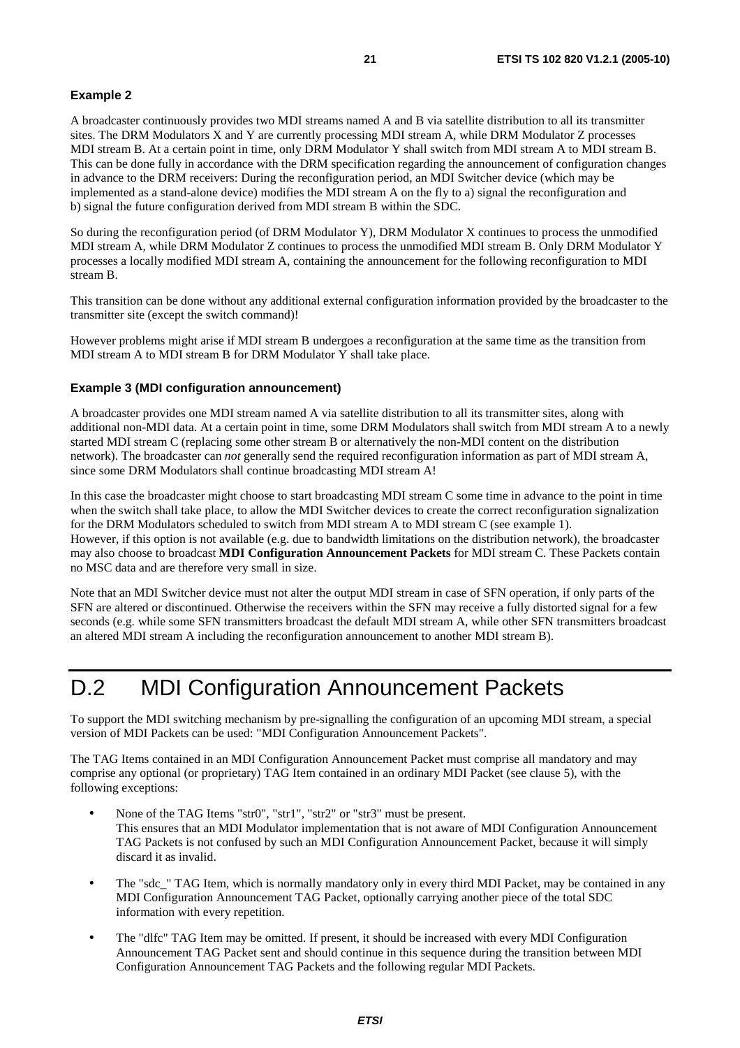**Example 2**

A broadcaster continuously provides two MDI streams named A and B via satellite distribution to all its transmitter sites. The DRM Modulators X and Y are currently processing MDI stream A, while DRM Modulator Z processes MDI stream B. At a certain point in time, only DRM Modulator Y shall switch from MDI stream A to MDI stream B. This can be done fully in accordance with the DRM specification regarding the announcement of configuration changes in advance to the DRM receivers: During the reconfiguration period, an MDI Switcher device (which may be implemented as a stand-alone device) modifies the MDI stream A on the fly to a) signal the reconfiguration and b) signal the future configuration derived from MDI stream B within the SDC.

So during the reconfiguration period (of DRM Modulator Y), DRM Modulator X continues to process the unmodified MDI stream A, while DRM Modulator Z continues to process the unmodified MDI stream B. Only DRM Modulator Y processes a locally modified MDI stream A, containing the announcement for the following reconfiguration to MDI stream B.

This transition can be done without any additional external configuration information provided by the broadcaster to the transmitter site (except the switch command)!

However problems might arise if MDI stream B undergoes a reconfiguration at the same time as the transition from MDI stream A to MDI stream B for DRM Modulator Y shall take place.

**Example 3 (MDI configuration announcement)**

A broadcaster provides one MDI stream named A via satellite distribution to all its transmitter sites, along with additional non-MDI data. At a certain point in time, some DRM Modulators shall switch from MDI stream A to a newly started MDI stream C (replacing some other stream B or alternatively the non-MDI content on the distribution network). The broadcaster can *not* generally send the required reconfiguration information as part of MDI stream A, since some DRM Modulators shall continue broadcasting MDI stream A!

In this case the broadcaster might choose to start broadcasting MDI stream C some time in advance to the point in time when the switch shall take place, to allow the MDI Switcher devices to create the correct reconfiguration signalization for the DRM Modulators scheduled to switch from MDI stream A to MDI stream C (see example 1).
However, if this option is not available (e.g. due to bandwidth limitations on the distribution network), the broadcaster may also choose to broadcast **MDI Configuration Announcement Packets** for MDI stream C. These Packets contain no MSC data and are therefore very small in size.

Note that an MDI Switcher device must not alter the output MDI stream in case of SFN operation, if only parts of the SFN are altered or discontinued. Otherwise the receivers within the SFN may receive a fully distorted signal for a few seconds (e.g. while some SFN transmitters broadcast the default MDI stream A, while other SFN transmitters broadcast an altered MDI stream A including the reconfiguration announcement to another MDI stream B).

# D.2 MDI Configuration Announcement Packets

To support the MDI switching mechanism by pre-signalling the configuration of an upcoming MDI stream, a special version of MDI Packets can be used: "MDI Configuration Announcement Packets".

The TAG Items contained in an MDI Configuration Announcement Packet must comprise all mandatory and may comprise any optional (or proprietary) TAG Item contained in an ordinary MDI Packet (see clause 5), with the following exceptions:

- None of the TAG Items "str0", "str1", "str2" or "str3" must be present.
  This ensures that an MDI Modulator implementation that is not aware of MDI Configuration Announcement TAG Packets is not confused by such an MDI Configuration Announcement Packet, because it will simply discard it as invalid.
- The "sdc_" TAG Item, which is normally mandatory only in every third MDI Packet, may be contained in any MDI Configuration Announcement TAG Packet, optionally carrying another piece of the total SDC information with every repetition.
- The "dlfc" TAG Item may be omitted. If present, it should be increased with every MDI Configuration Announcement TAG Packet sent and should continue in this sequence during the transition between MDI Configuration Announcement TAG Packets and the following regular MDI Packets.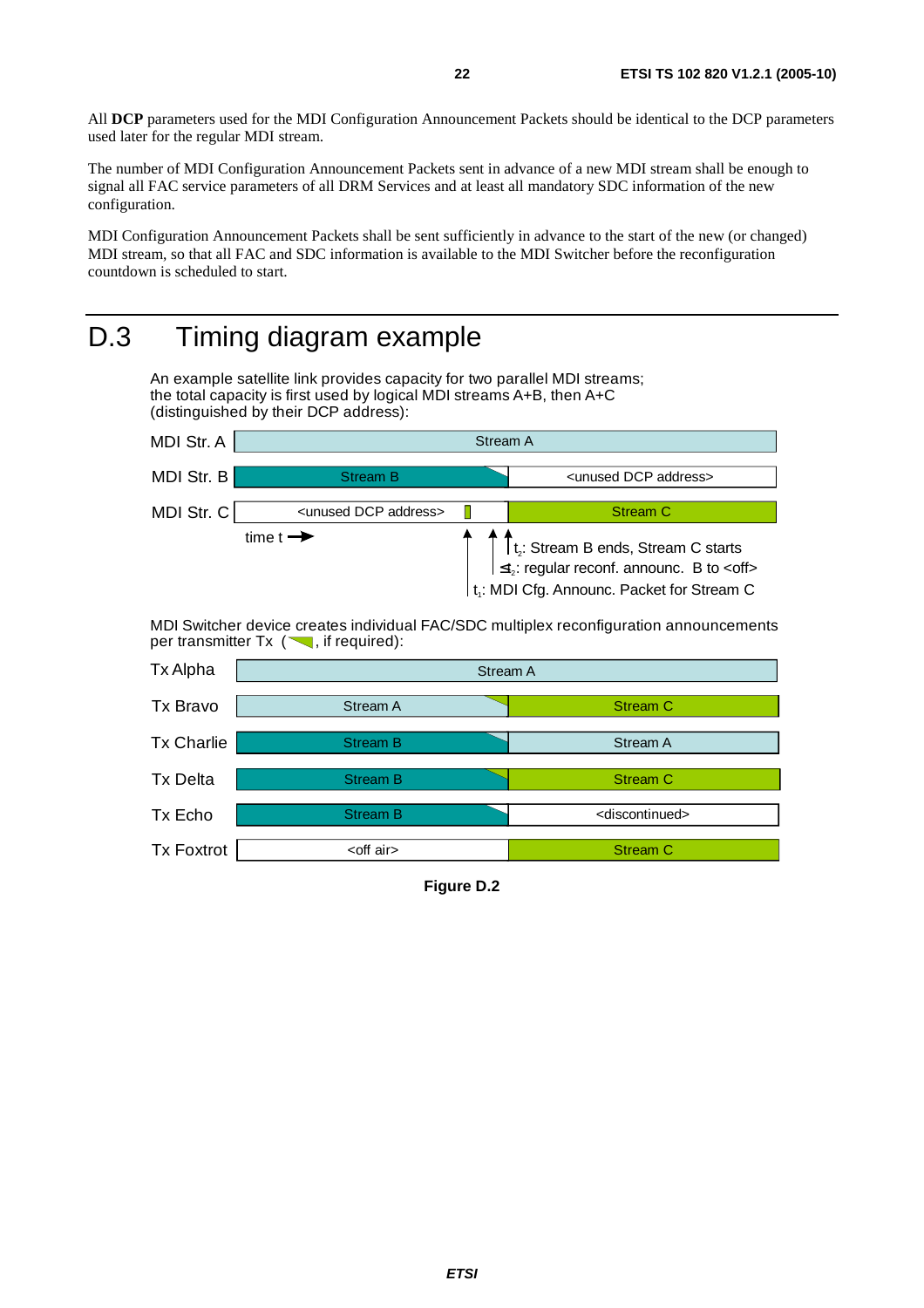All **DCP** parameters used for the MDI Configuration Announcement Packets should be identical to the DCP parameters used later for the regular MDI stream.

The number of MDI Configuration Announcement Packets sent in advance of a new MDI stream shall be enough to signal all FAC service parameters of all DRM Services and at least all mandatory SDC information of the new configuration.

MDI Configuration Announcement Packets shall be sent sufficiently in advance to the start of the new (or changed) MDI stream, so that all FAC and SDC information is available to the MDI Switcher before the reconfiguration countdown is scheduled to start.

# D.3 Timing diagram example

An example satellite link provides capacity for two parallel MDI streams; the total capacity is first used by logical MDI streams A+B, then A+C (distinguished by their DCP address):

| | | |
|---|---|---|
| MDI Str. A | Stream A | |
| MDI Str. B | Stream B | <unused DCP address> |
| MDI Str. C | <unused DCP address> | Stream C |

time t →

- $t_2$: Stream B ends, Stream C starts
- $\leq t_2$: regular reconf. announc. B to <off>
- $t_1$: MDI Cfg. Announc. Packet for Stream C

MDI Switcher device creates individual FAC/SDC multiplex reconfiguration announcements per transmitter Tx ( , if required):

| | | |
|---|---|---|
| Tx Alpha | Stream A | |
| Tx Bravo | Stream A | Stream C |
| Tx Charlie | Stream B | Stream A |
| Tx Delta | Stream B | Stream C |
| Tx Echo | Stream B | <discontinued> |
| Tx Foxtrot | <off air> | Stream C |

**Figure D.2**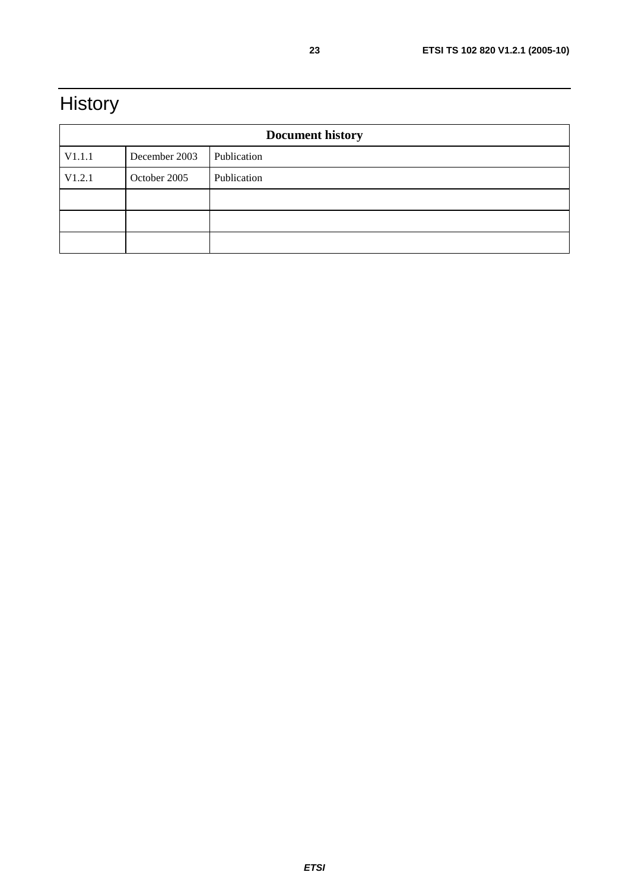# History

| Document history | | |
|---|---|---|
| V1.1.1 | December 2003 | Publication |
| V1.2.1 | October 2005 | Publication |
| | | |
| | | |
| | | |